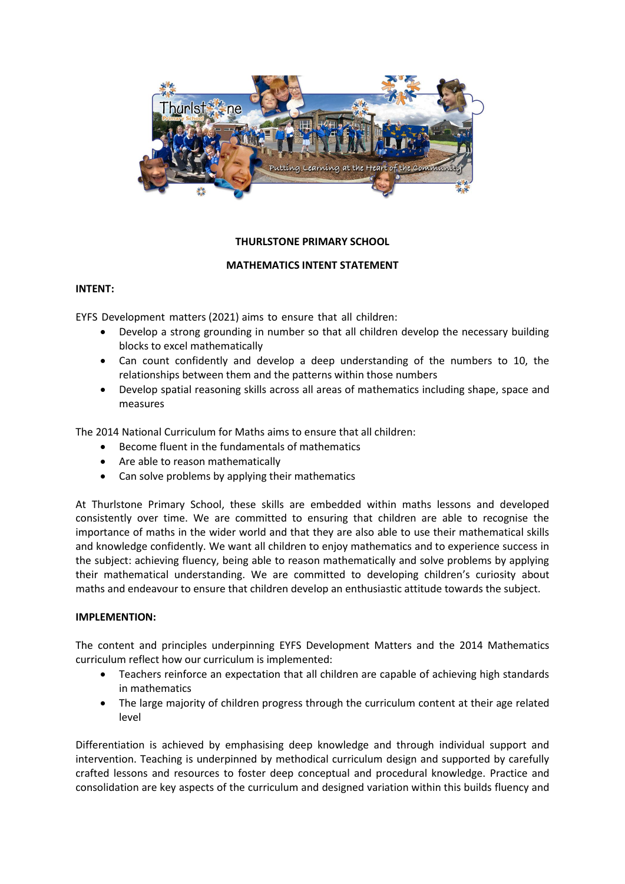**THURLSTONE PRIMARY SCHOOL**

**MATHEMATICS INTENT STATEMENT**

**INTENT:**

EYFS Development matters (2021) aims to ensure that all children:

- Develop a strong grounding in number so that all children develop the necessary building blocks to excel mathematically
- Can count confidently and develop a deep understanding of the numbers to 10, the relationships between them and the patterns within those numbers
- Develop spatial reasoning skills across all areas of mathematics including shape, space and measures

The 2014 National Curriculum for Maths aims to ensure that all children:

- Become fluent in the fundamentals of mathematics
- Are able to reason mathematically
- Can solve problems by applying their mathematics

At Thurlstone Primary School, these skills are embedded within maths lessons and developed consistently over time. We are committed to ensuring that children are able to recognise the importance of maths in the wider world and that they are also able to use their mathematical skills and knowledge confidently. We want all children to enjoy mathematics and to experience success in the subject: achieving fluency, being able to reason mathematically and solve problems by applying their mathematical understanding. We are committed to developing children's curiosity about maths and endeavour to ensure that children develop an enthusiastic attitude towards the subject.

**IMPLEMENTION:**

The content and principles underpinning EYFS Development Matters and the 2014 Mathematics curriculum reflect how our curriculum is implemented:

- Teachers reinforce an expectation that all children are capable of achieving high standards in mathematics
- The large majority of children progress through the curriculum content at their age related level

Differentiation is achieved by emphasising deep knowledge and through individual support and intervention. Teaching is underpinned by methodical curriculum design and supported by carefully crafted lessons and resources to foster deep conceptual and procedural knowledge. Practice and consolidation are key aspects of the curriculum and designed variation within this builds fluency and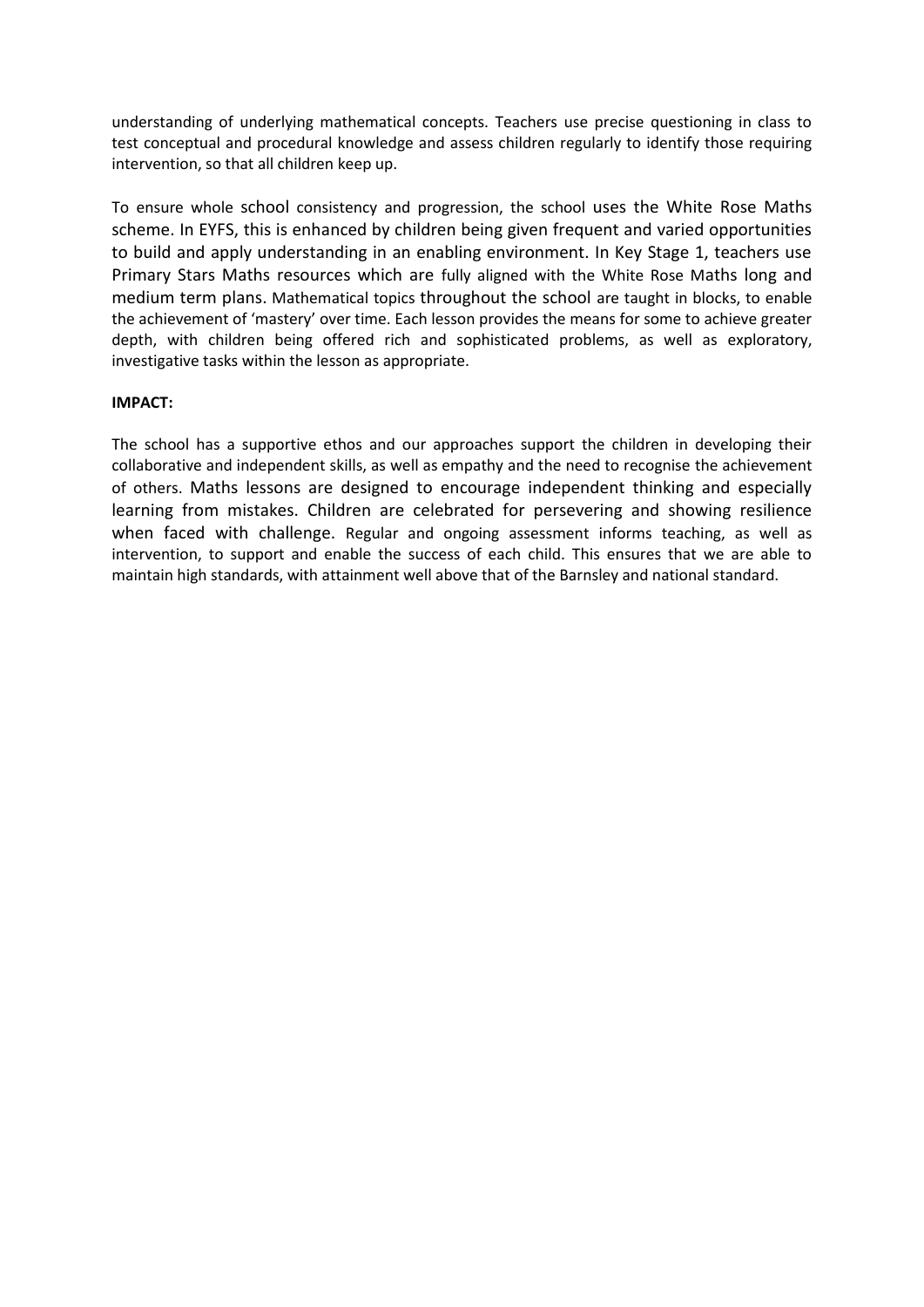understanding of underlying mathematical concepts. Teachers use precise questioning in class to test conceptual and procedural knowledge and assess children regularly to identify those requiring intervention, so that all children keep up.

To ensure whole school consistency and progression, the school uses the White Rose Maths scheme. In EYFS, this is enhanced by children being given frequent and varied opportunities to build and apply understanding in an enabling environment. In Key Stage 1, teachers use Primary Stars Maths resources which are fully aligned with the White Rose Maths long and medium term plans. Mathematical topics throughout the school are taught in blocks, to enable the achievement of 'mastery' over time. Each lesson provides the means for some to achieve greater depth, with children being offered rich and sophisticated problems, as well as exploratory, investigative tasks within the lesson as appropriate.

**IMPACT:**

The school has a supportive ethos and our approaches support the children in developing their collaborative and independent skills, as well as empathy and the need to recognise the achievement of others. Maths lessons are designed to encourage independent thinking and especially learning from mistakes. Children are celebrated for persevering and showing resilience when faced with challenge. Regular and ongoing assessment informs teaching, as well as intervention, to support and enable the success of each child. This ensures that we are able to maintain high standards, with attainment well above that of the Barnsley and national standard.